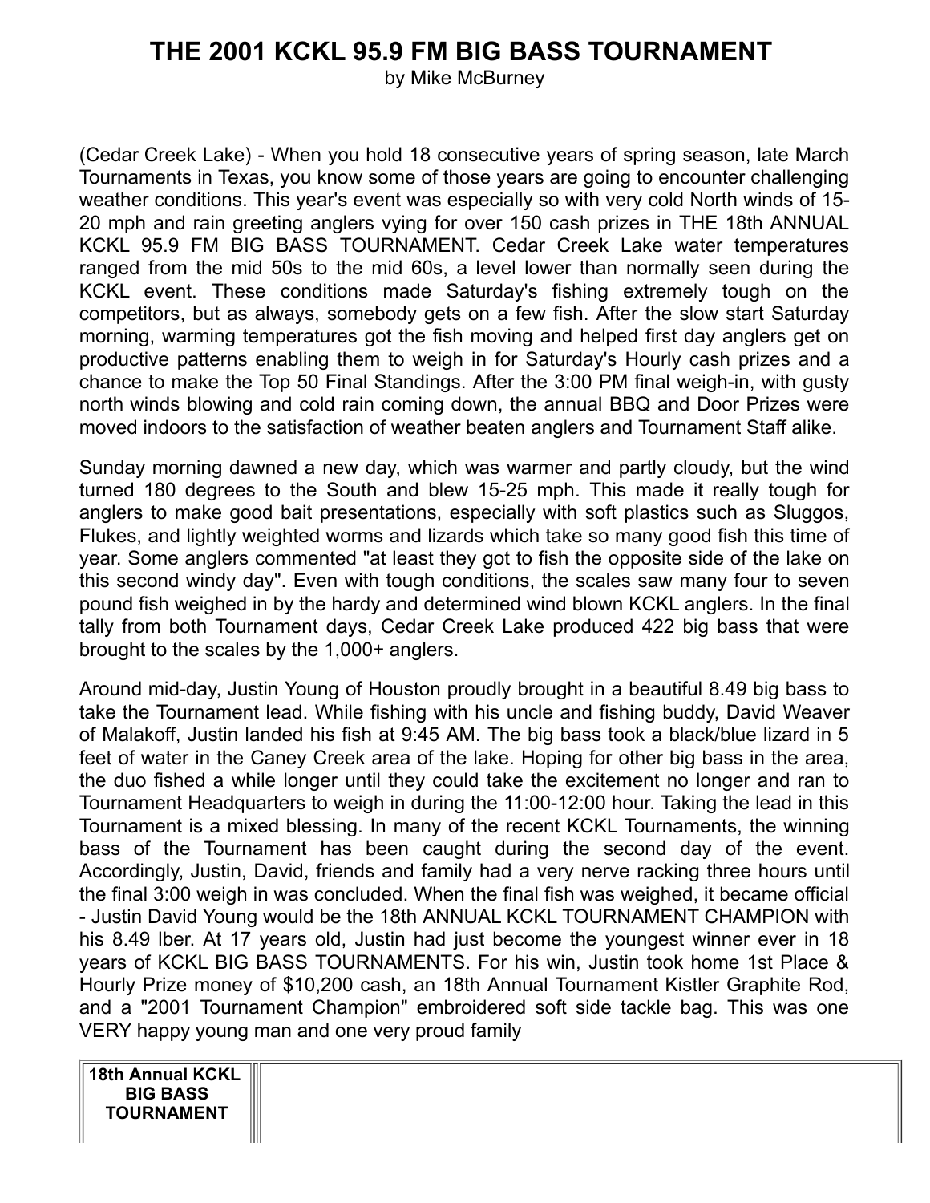# THE 2001 KCKL 95.9 FM BIG BASS TOURNAMENT

by Mike McBurney

(Cedar Creek Lake) - When you hold 18 consecutive years of spring season, late March Tournaments in Texas, you know some of those years are going to encounter challenging weather conditions. This year's event was especially so with very cold North winds of 15-20 mph and rain greeting anglers vying for over 150 cash prizes in THE 18th ANNUAL KCKL 95.9 FM BIG BASS TOURNAMENT. Cedar Creek Lake water temperatures ranged from the mid 50s to the mid 60s, a level lower than normally seen during the KCKL event. These conditions made Saturday's fishing extremely tough on the competitors, but as always, somebody gets on a few fish. After the slow start Saturday morning, warming temperatures got the fish moving and helped first day anglers get on productive patterns enabling them to weigh in for Saturday's Hourly cash prizes and a chance to make the Top 50 Final Standings. After the 3:00 PM final weigh-in, with gusty north winds blowing and cold rain coming down, the annual BBQ and Door Prizes were moved indoors to the satisfaction of weather beaten anglers and Tournament Staff alike.

Sunday morning dawned a new day, which was warmer and partly cloudy, but the wind turned 180 degrees to the South and blew 15-25 mph. This made it really tough for anglers to make good bait presentations, especially with soft plastics such as Sluggos, Flukes, and lightly weighted worms and lizards which take so many good fish this time of year. Some anglers commented "at least they got to fish the opposite side of the lake on this second windy day". Even with tough conditions, the scales saw many four to seven pound fish weighed in by the hardy and determined wind blown KCKL anglers. In the final tally from both Tournament days, Cedar Creek Lake produced 422 big bass that were brought to the scales by the 1,000+ anglers.

Around mid-day, Justin Young of Houston proudly brought in a beautiful 8.49 big bass to take the Tournament lead. While fishing with his uncle and fishing buddy, David Weaver of Malakoff, Justin landed his fish at 9:45 AM. The big bass took a black/blue lizard in 5 feet of water in the Caney Creek area of the lake. Hoping for other big bass in the area, the duo fished a while longer until they could take the excitement no longer and ran to Tournament Headquarters to weigh in during the 11:00-12:00 hour. Taking the lead in this Tournament is a mixed blessing. In many of the recent KCKL Tournaments, the winning bass of the Tournament has been caught during the second day of the event. Accordingly, Justin, David, friends and family had a very nerve racking three hours until the final 3:00 weigh in was concluded. When the final fish was weighed, it became official - Justin David Young would be the 18th ANNUAL KCKL TOURNAMENT CHAMPION with his 8.49 lber. At 17 years old, Justin had just become the youngest winner ever in 18 years of KCKL BIG BASS TOURNAMENTS. For his win, Justin took home 1st Place & Hourly Prize money of $10,200 cash, an 18th Annual Tournament Kistler Graphite Rod, and a "2001 Tournament Champion" embroidered soft side tackle bag. This was one VERY happy young man and one very proud family

| **18th Annual KCKL BIG BASS TOURNAMENT** | |
|---|---|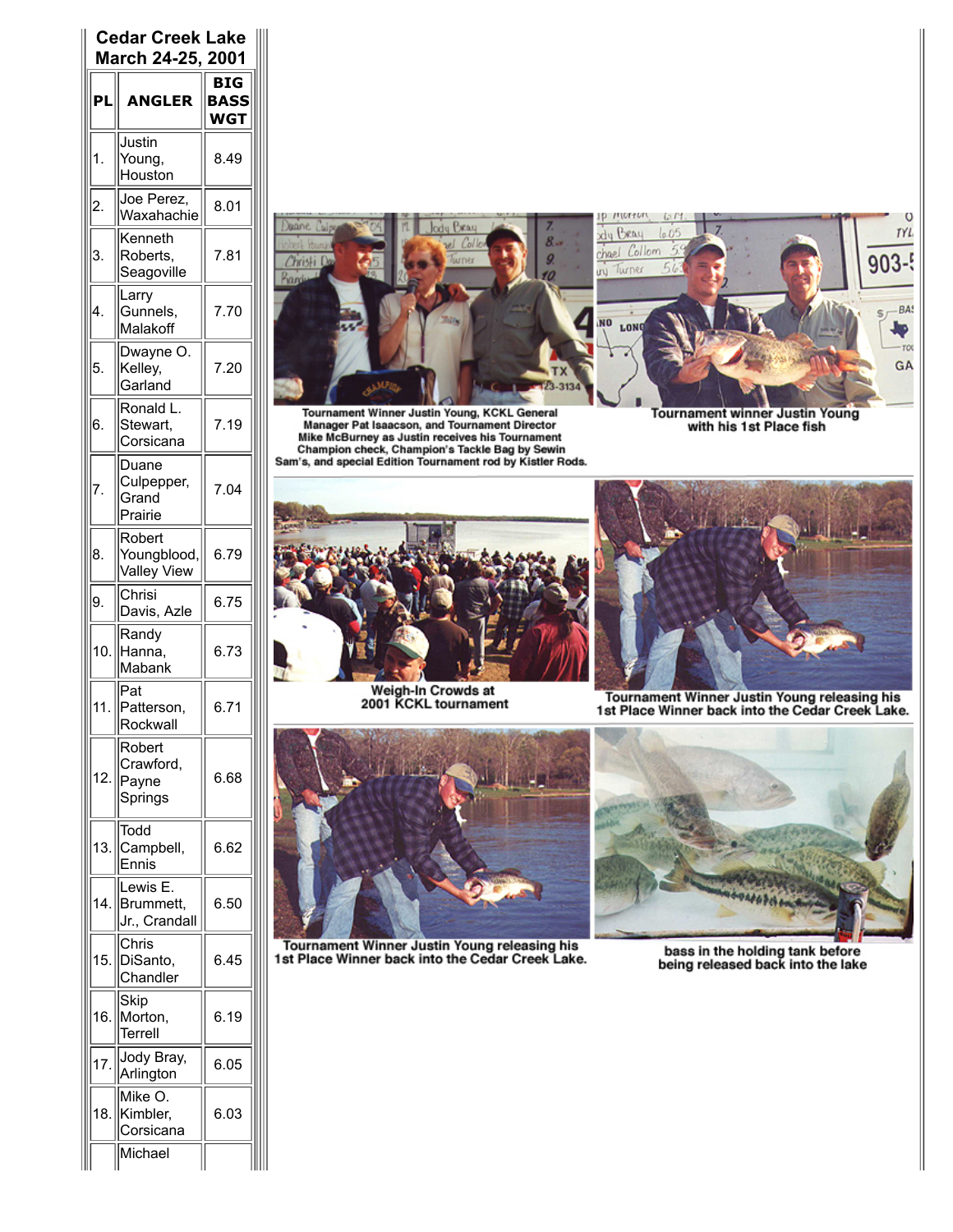**Cedar Creek Lake**
**March 24-25, 2001**

| PL | ANGLER | BIG BASS WGT |
|---|---|---|
| 1. | Justin Young, Houston | 8.49 |
| 2. | Joe Perez, Waxahachie | 8.01 |
| 3. | Kenneth Roberts, Seagoville | 7.81 |
| 4. | Larry Gunnels, Malakoff | 7.70 |
| 5. | Dwayne O. Kelley, Garland | 7.20 |
| 6. | Ronald L. Stewart, Corsicana | 7.19 |
| 7. | Duane Culpepper, Grand Prairie | 7.04 |
| 8. | Robert Youngblood, Valley View | 6.79 |
| 9. | Chrisi Davis, Azle | 6.75 |
| 10. | Randy Hanna, Mabank | 6.73 |
| 11. | Pat Patterson, Rockwall | 6.71 |
| 12. | Robert Crawford, Payne Springs | 6.68 |
| 13. | Todd Campbell, Ennis | 6.62 |
| 14. | Lewis E. Brummett, Jr., Crandall | 6.50 |
| 15. | Chris DiSanto, Chandler | 6.45 |
| 16. | Skip Morton, Terrell | 6.19 |
| 17. | Jody Bray, Arlington | 6.05 |
| 18. | Mike O. Kimbler, Corsicana | 6.03 |
| | Michael | |

Tournament Winner Justin Young, KCKL General Manager Pat Isaacson, and Tournament Director Mike McBurney as Justin receives his Tournament Champion check, Champion's Tackle Bag by Sewin Sam's, and special Edition Tournament rod by Kistler Rods.

Tournament winner Justin Young with his 1st Place fish

Weigh-In Crowds at 2001 KCKL tournament

Tournament Winner Justin Young releasing his 1st Place Winner back into the Cedar Creek Lake.

Tournament Winner Justin Young releasing his 1st Place Winner back into the Cedar Creek Lake.

bass in the holding tank before being released back into the lake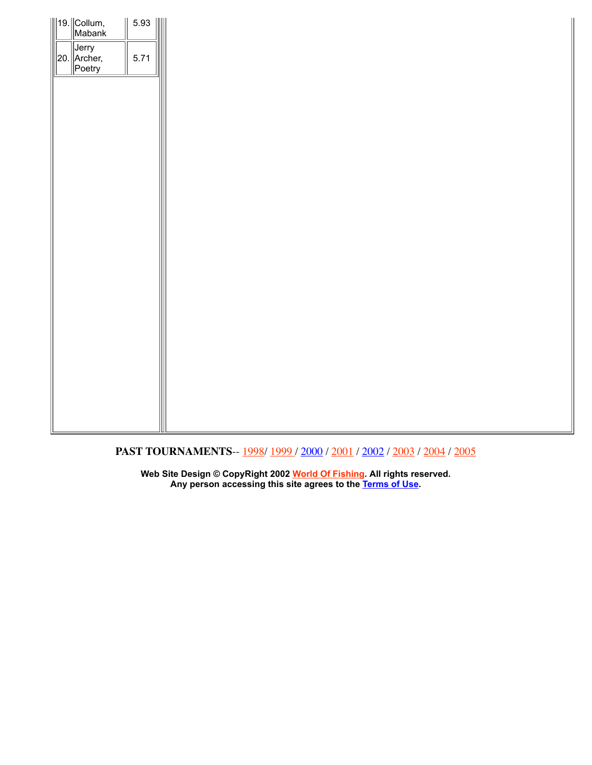| | | |
|---|---|---|
| 19. | Collum, Mabank | 5.93 |
| 20. | Jerry Archer, Poetry | 5.71 |

**PAST TOURNAMENTS**-- 1998/ 1999 / 2000 / 2001 / 2002 / 2003 / 2004 / 2005

**Web Site Design © CopyRight 2002 World Of Fishing. All rights reserved.**
**Any person accessing this site agrees to the Terms of Use.**